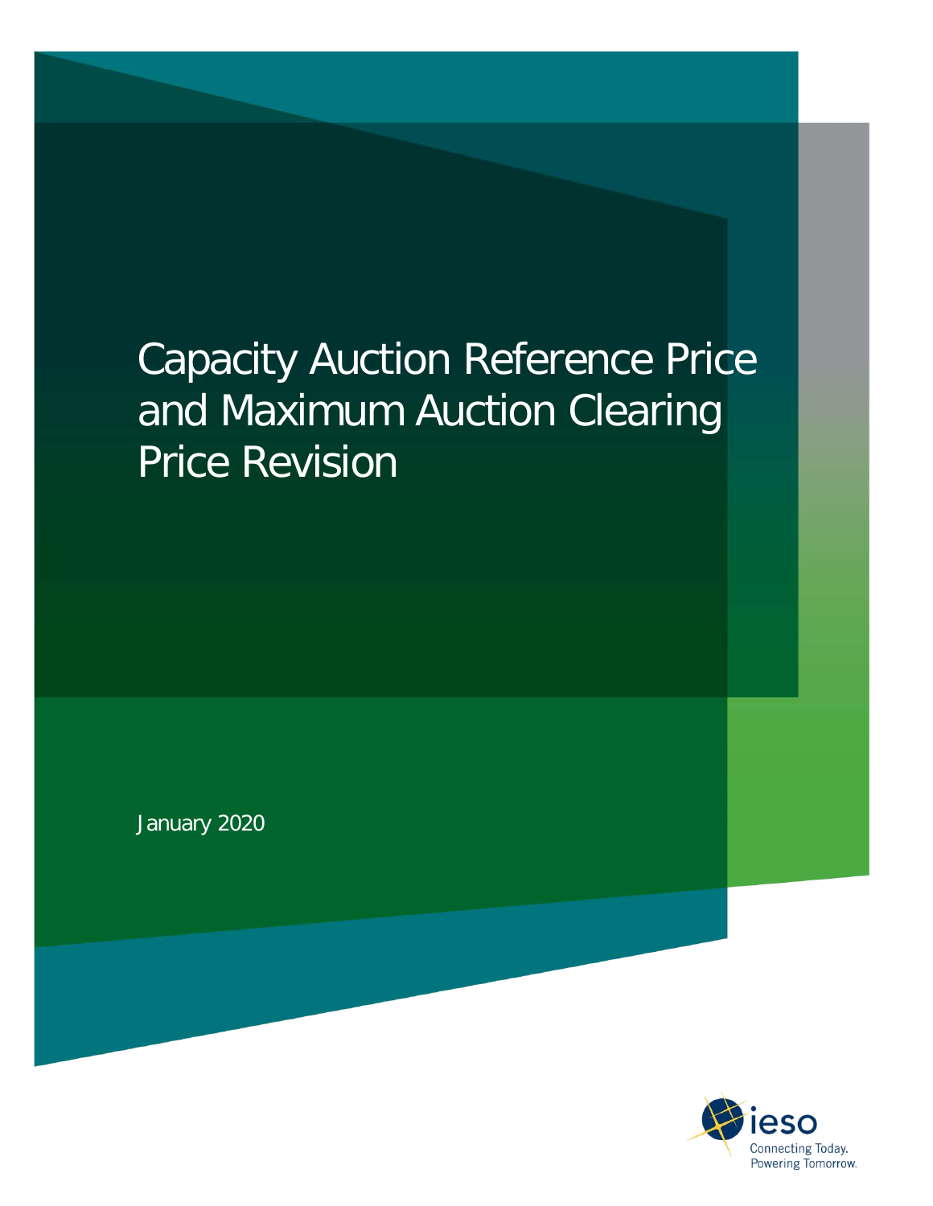# Capacity Auction Reference Price and Maximum Auction Clearing Price Revision

January 2020

ieso

Connecting Today.
Powering Tomorrow.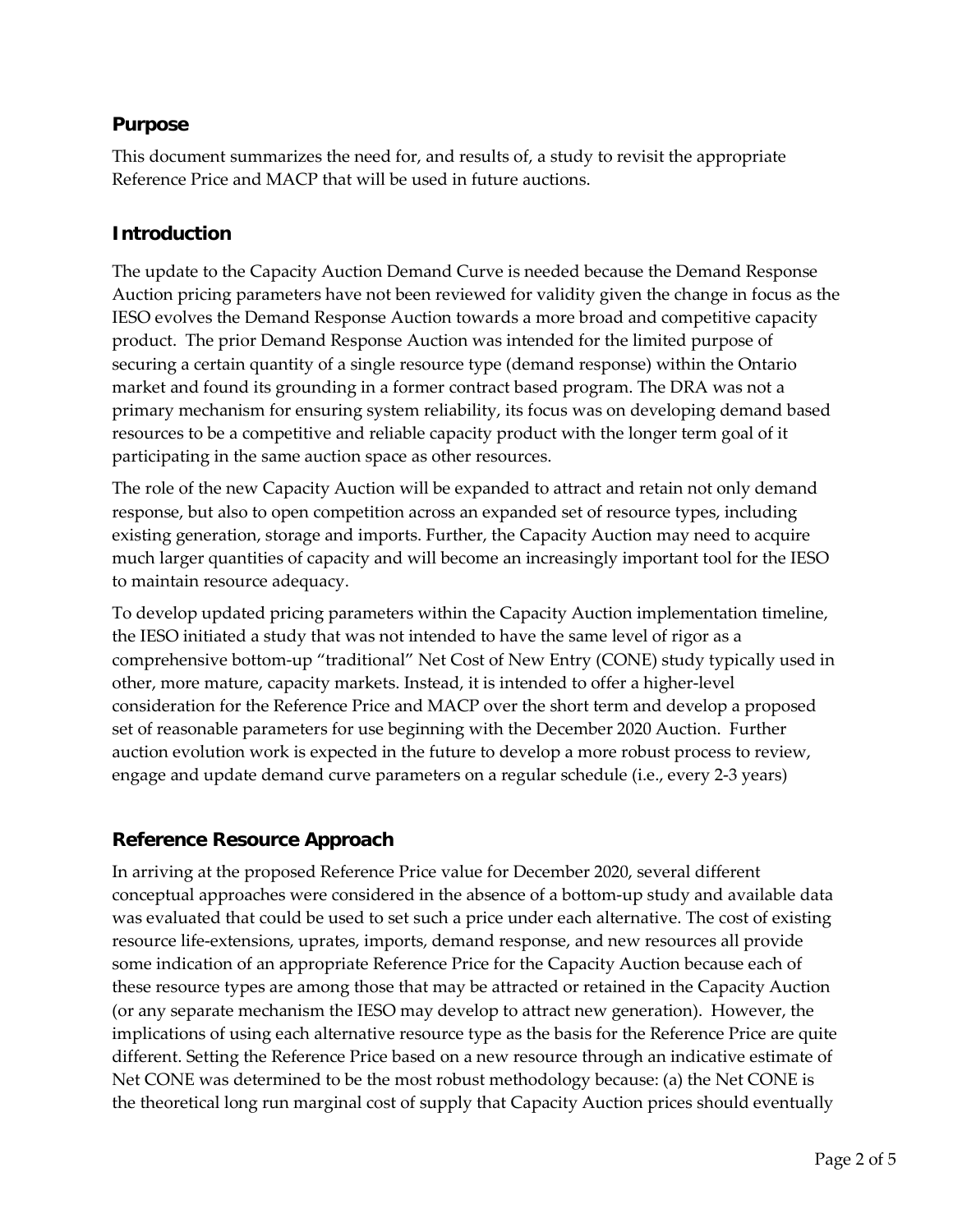## Purpose

This document summarizes the need for, and results of, a study to revisit the appropriate Reference Price and MACP that will be used in future auctions.

## Introduction

The update to the Capacity Auction Demand Curve is needed because the Demand Response Auction pricing parameters have not been reviewed for validity given the change in focus as the IESO evolves the Demand Response Auction towards a more broad and competitive capacity product. The prior Demand Response Auction was intended for the limited purpose of securing a certain quantity of a single resource type (demand response) within the Ontario market and found its grounding in a former contract based program. The DRA was not a primary mechanism for ensuring system reliability, its focus was on developing demand based resources to be a competitive and reliable capacity product with the longer term goal of it participating in the same auction space as other resources.

The role of the new Capacity Auction will be expanded to attract and retain not only demand response, but also to open competition across an expanded set of resource types, including existing generation, storage and imports. Further, the Capacity Auction may need to acquire much larger quantities of capacity and will become an increasingly important tool for the IESO to maintain resource adequacy.

To develop updated pricing parameters within the Capacity Auction implementation timeline, the IESO initiated a study that was not intended to have the same level of rigor as a comprehensive bottom-up "traditional" Net Cost of New Entry (CONE) study typically used in other, more mature, capacity markets. Instead, it is intended to offer a higher-level consideration for the Reference Price and MACP over the short term and develop a proposed set of reasonable parameters for use beginning with the December 2020 Auction. Further auction evolution work is expected in the future to develop a more robust process to review, engage and update demand curve parameters on a regular schedule (i.e., every 2-3 years)

## Reference Resource Approach

In arriving at the proposed Reference Price value for December 2020, several different conceptual approaches were considered in the absence of a bottom-up study and available data was evaluated that could be used to set such a price under each alternative. The cost of existing resource life-extensions, uprates, imports, demand response, and new resources all provide some indication of an appropriate Reference Price for the Capacity Auction because each of these resource types are among those that may be attracted or retained in the Capacity Auction (or any separate mechanism the IESO may develop to attract new generation). However, the implications of using each alternative resource type as the basis for the Reference Price are quite different. Setting the Reference Price based on a new resource through an indicative estimate of Net CONE was determined to be the most robust methodology because: (a) the Net CONE is the theoretical long run marginal cost of supply that Capacity Auction prices should eventually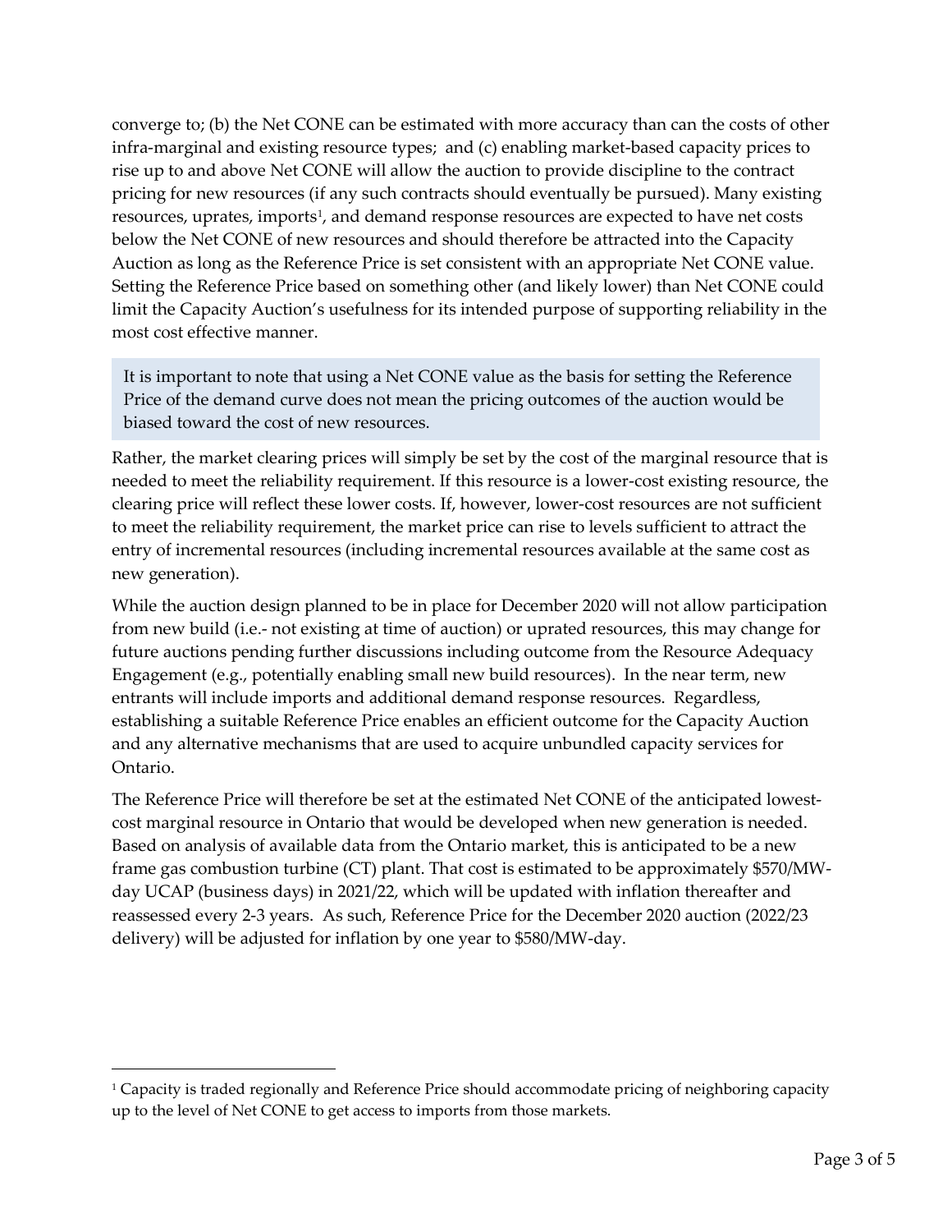converge to; (b) the Net CONE can be estimated with more accuracy than can the costs of other infra-marginal and existing resource types; and (c) enabling market-based capacity prices to rise up to and above Net CONE will allow the auction to provide discipline to the contract pricing for new resources (if any such contracts should eventually be pursued). Many existing resources, uprates, imports[1], and demand response resources are expected to have net costs below the Net CONE of new resources and should therefore be attracted into the Capacity Auction as long as the Reference Price is set consistent with an appropriate Net CONE value. Setting the Reference Price based on something other (and likely lower) than Net CONE could limit the Capacity Auction's usefulness for its intended purpose of supporting reliability in the most cost effective manner.

> It is important to note that using a Net CONE value as the basis for setting the Reference Price of the demand curve does not mean the pricing outcomes of the auction would be biased toward the cost of new resources.

Rather, the market clearing prices will simply be set by the cost of the marginal resource that is needed to meet the reliability requirement. If this resource is a lower-cost existing resource, the clearing price will reflect these lower costs. If, however, lower-cost resources are not sufficient to meet the reliability requirement, the market price can rise to levels sufficient to attract the entry of incremental resources (including incremental resources available at the same cost as new generation).

While the auction design planned to be in place for December 2020 will not allow participation from new build (i.e.- not existing at time of auction) or uprated resources, this may change for future auctions pending further discussions including outcome from the Resource Adequacy Engagement (e.g., potentially enabling small new build resources). In the near term, new entrants will include imports and additional demand response resources. Regardless, establishing a suitable Reference Price enables an efficient outcome for the Capacity Auction and any alternative mechanisms that are used to acquire unbundled capacity services for Ontario.

The Reference Price will therefore be set at the estimated Net CONE of the anticipated lowest-cost marginal resource in Ontario that would be developed when new generation is needed. Based on analysis of available data from the Ontario market, this is anticipated to be a new frame gas combustion turbine (CT) plant. That cost is estimated to be approximately $570/MW-day UCAP (business days) in 2021/22, which will be updated with inflation thereafter and reassessed every 2-3 years. As such, Reference Price for the December 2020 auction (2022/23 delivery) will be adjusted for inflation by one year to $580/MW-day.

---

[1] Capacity is traded regionally and Reference Price should accommodate pricing of neighboring capacity up to the level of Net CONE to get access to imports from those markets.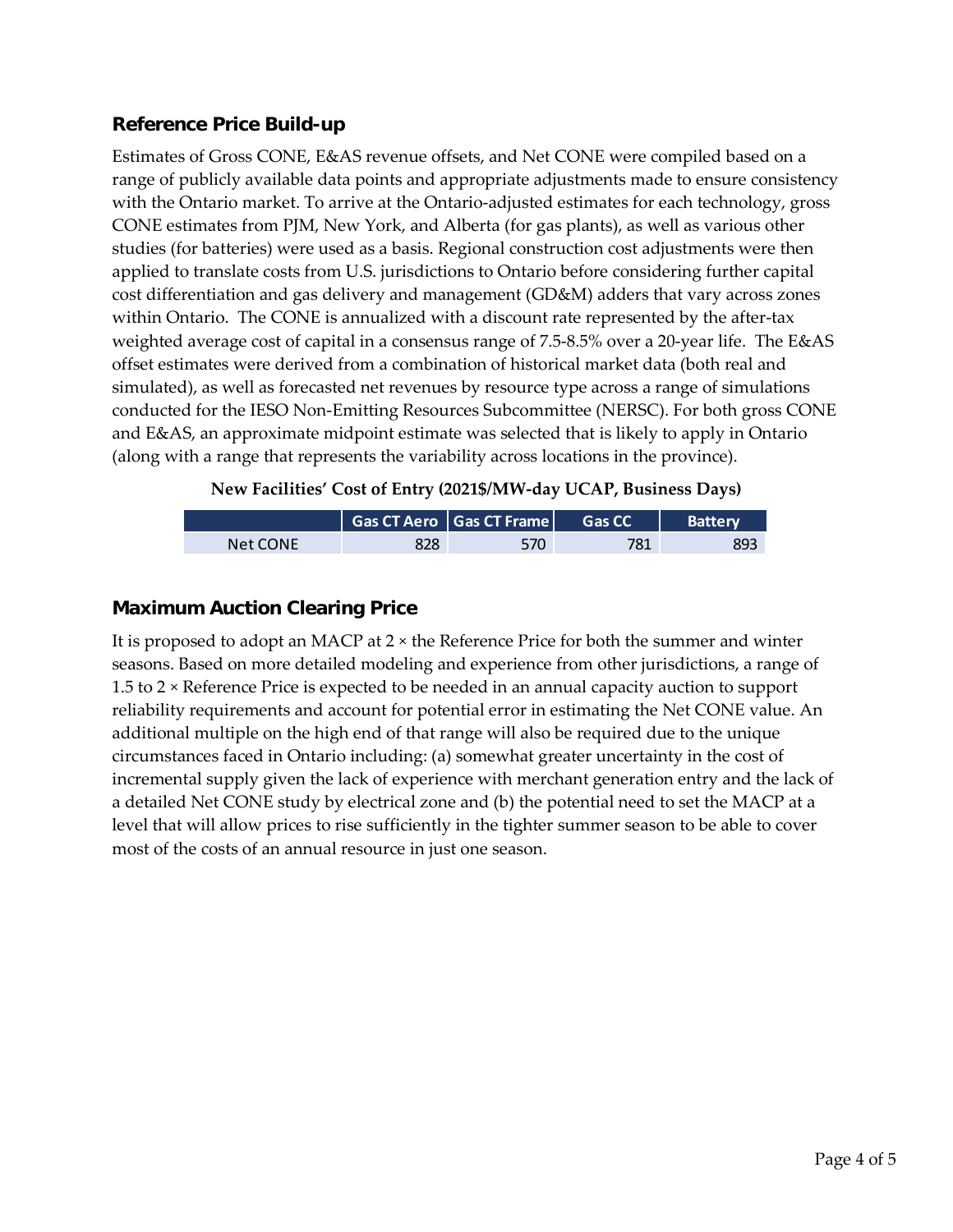## Reference Price Build-up

Estimates of Gross CONE, E&AS revenue offsets, and Net CONE were compiled based on a range of publicly available data points and appropriate adjustments made to ensure consistency with the Ontario market. To arrive at the Ontario-adjusted estimates for each technology, gross CONE estimates from PJM, New York, and Alberta (for gas plants), as well as various other studies (for batteries) were used as a basis. Regional construction cost adjustments were then applied to translate costs from U.S. jurisdictions to Ontario before considering further capital cost differentiation and gas delivery and management (GD&M) adders that vary across zones within Ontario. The CONE is annualized with a discount rate represented by the after-tax weighted average cost of capital in a consensus range of 7.5-8.5% over a 20-year life. The E&AS offset estimates were derived from a combination of historical market data (both real and simulated), as well as forecasted net revenues by resource type across a range of simulations conducted for the IESO Non-Emitting Resources Subcommittee (NERSC). For both gross CONE and E&AS, an approximate midpoint estimate was selected that is likely to apply in Ontario (along with a range that represents the variability across locations in the province).

**New Facilities' Cost of Entry (2021$/MW-day UCAP, Business Days)**

| | Gas CT Aero | Gas CT Frame | Gas CC | Battery |
|---|---|---|---|---|
| Net CONE | 828 | 570 | 781 | 893 |

## Maximum Auction Clearing Price

It is proposed to adopt an MACP at 2 × the Reference Price for both the summer and winter seasons. Based on more detailed modeling and experience from other jurisdictions, a range of 1.5 to 2 × Reference Price is expected to be needed in an annual capacity auction to support reliability requirements and account for potential error in estimating the Net CONE value. An additional multiple on the high end of that range will also be required due to the unique circumstances faced in Ontario including: (a) somewhat greater uncertainty in the cost of incremental supply given the lack of experience with merchant generation entry and the lack of a detailed Net CONE study by electrical zone and (b) the potential need to set the MACP at a level that will allow prices to rise sufficiently in the tighter summer season to be able to cover most of the costs of an annual resource in just one season.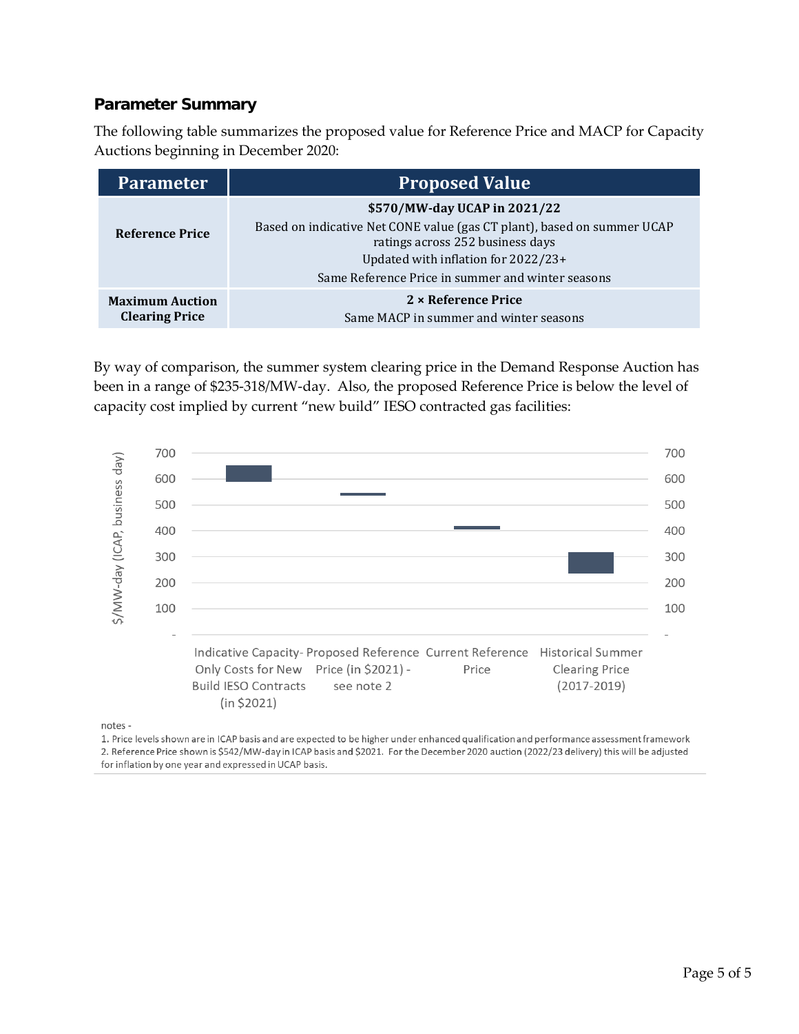### Parameter Summary

The following table summarizes the proposed value for Reference Price and MACP for Capacity Auctions beginning in December 2020:

| Parameter | Proposed Value |
|---|---|
| **Reference Price** | **$570/MW-day UCAP in 2021/22**<br>Based on indicative Net CONE value (gas CT plant), based on summer UCAP ratings across 252 business days<br>Updated with inflation for 2022/23+<br>Same Reference Price in summer and winter seasons |
| **Maximum Auction Clearing Price** | **2 × Reference Price**<br>Same MACP in summer and winter seasons |

By way of comparison, the summer system clearing price in the Demand Response Auction has been in a range of $235-318/MW-day. Also, the proposed Reference Price is below the level of capacity cost implied by current "new build" IESO contracted gas facilities:

$/MW-day (ICAP, business day)

700
600
500
400
300
200
100
-

Indicative Capacity-Only Costs for New Build IESO Contracts (in $2021)
Proposed Reference Price (in $2021) - see note 2
Current Reference Price
Historical Summer Clearing Price (2017-2019)

notes -

1. Price levels shown are in ICAP basis and are expected to be higher under enhanced qualification and performance assessment framework
2. Reference Price shown is $542/MW-day in ICAP basis and $2021. For the December 2020 auction (2022/23 delivery) this will be adjusted for inflation by one year and expressed in UCAP basis.